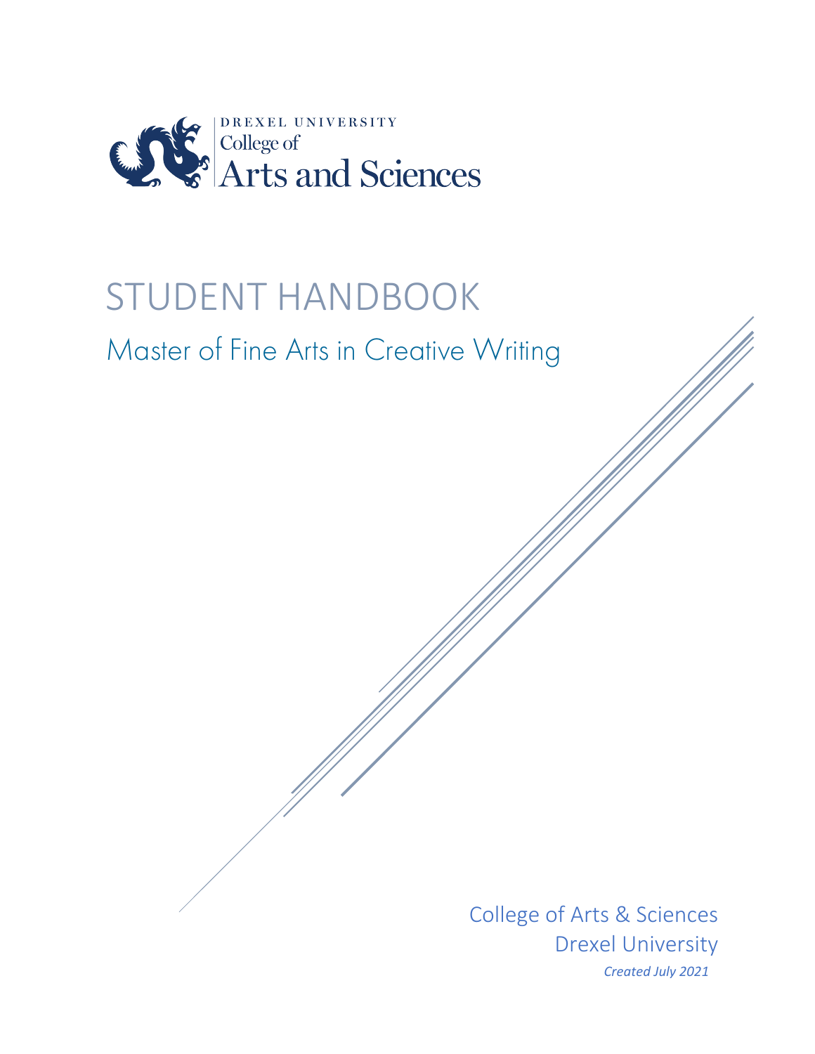DREXEL UNIVERSITY
College of
Arts and Sciences

# STUDENT HANDBOOK

## Master of Fine Arts in Creative Writing

College of Arts & Sciences
Drexel University
*Created July 2021*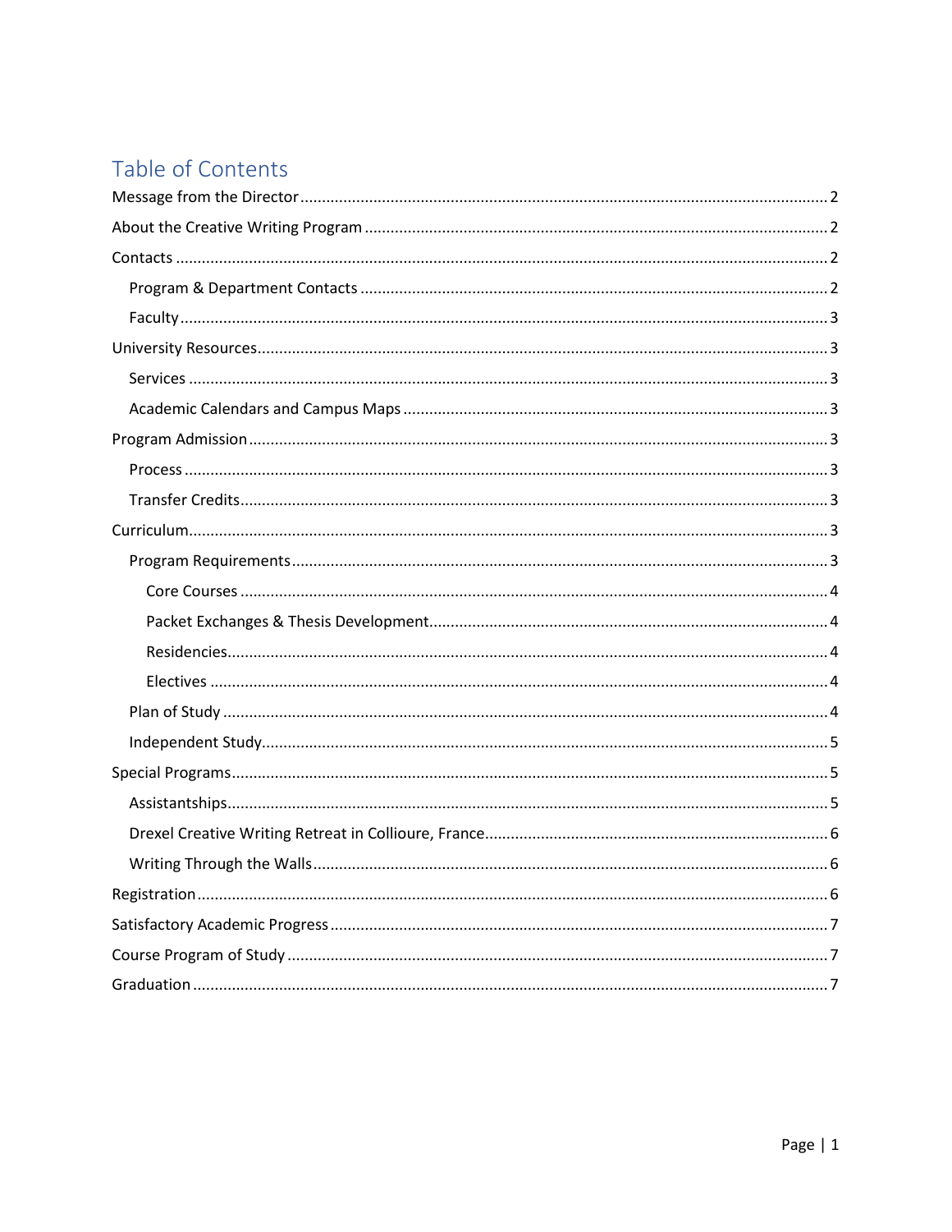# Table of Contents

- Message from the Director ........ 2
- About the Creative Writing Program ........ 2
- Contacts ........ 2
  - Program & Department Contacts ........ 2
  - Faculty ........ 3
- University Resources ........ 3
  - Services ........ 3
  - Academic Calendars and Campus Maps ........ 3
- Program Admission ........ 3
  - Process ........ 3
  - Transfer Credits ........ 3
- Curriculum ........ 3
  - Program Requirements ........ 3
    - Core Courses ........ 4
    - Packet Exchanges & Thesis Development ........ 4
    - Residencies ........ 4
    - Electives ........ 4
  - Plan of Study ........ 4
  - Independent Study ........ 5
- Special Programs ........ 5
  - Assistantships ........ 5
  - Drexel Creative Writing Retreat in Collioure, France ........ 6
  - Writing Through the Walls ........ 6
- Registration ........ 6
- Satisfactory Academic Progress ........ 7
- Course Program of Study ........ 7
- Graduation ........ 7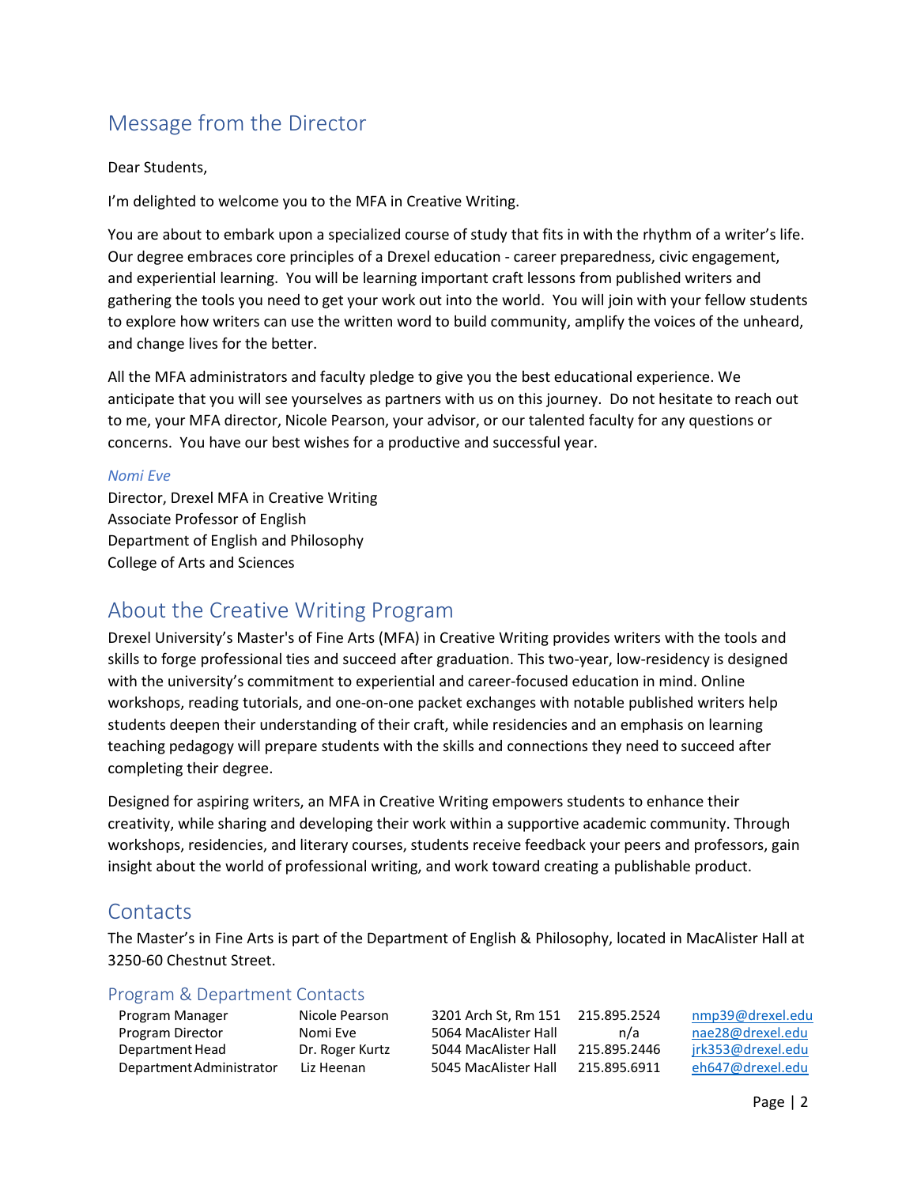## Message from the Director

Dear Students,

I'm delighted to welcome you to the MFA in Creative Writing.

You are about to embark upon a specialized course of study that fits in with the rhythm of a writer's life. Our degree embraces core principles of a Drexel education - career preparedness, civic engagement, and experiential learning. You will be learning important craft lessons from published writers and gathering the tools you need to get your work out into the world. You will join with your fellow students to explore how writers can use the written word to build community, amplify the voices of the unheard, and change lives for the better.

All the MFA administrators and faculty pledge to give you the best educational experience. We anticipate that you will see yourselves as partners with us on this journey. Do not hesitate to reach out to me, your MFA director, Nicole Pearson, your advisor, or our talented faculty for any questions or concerns. You have our best wishes for a productive and successful year.

*Nomi Eve*
Director, Drexel MFA in Creative Writing
Associate Professor of English
Department of English and Philosophy
College of Arts and Sciences

## About the Creative Writing Program

Drexel University's Master's of Fine Arts (MFA) in Creative Writing provides writers with the tools and skills to forge professional ties and succeed after graduation. This two-year, low-residency is designed with the university's commitment to experiential and career-focused education in mind. Online workshops, reading tutorials, and one-on-one packet exchanges with notable published writers help students deepen their understanding of their craft, while residencies and an emphasis on learning teaching pedagogy will prepare students with the skills and connections they need to succeed after completing their degree.

Designed for aspiring writers, an MFA in Creative Writing empowers students to enhance their creativity, while sharing and developing their work within a supportive academic community. Through workshops, residencies, and literary courses, students receive feedback your peers and professors, gain insight about the world of professional writing, and work toward creating a publishable product.

## Contacts

The Master's in Fine Arts is part of the Department of English & Philosophy, located in MacAlister Hall at 3250-60 Chestnut Street.

### Program & Department Contacts

| Role | Name | Location | Phone | Email |
|---|---|---|---|---|
| Program Manager | Nicole Pearson | 3201 Arch St, Rm 151 | 215.895.2524 | nmp39@drexel.edu |
| Program Director | Nomi Eve | 5064 MacAlister Hall | n/a | nae28@drexel.edu |
| Department Head | Dr. Roger Kurtz | 5044 MacAlister Hall | 215.895.2446 | jrk353@drexel.edu |
| Department Administrator | Liz Heenan | 5045 MacAlister Hall | 215.895.6911 | eh647@drexel.edu |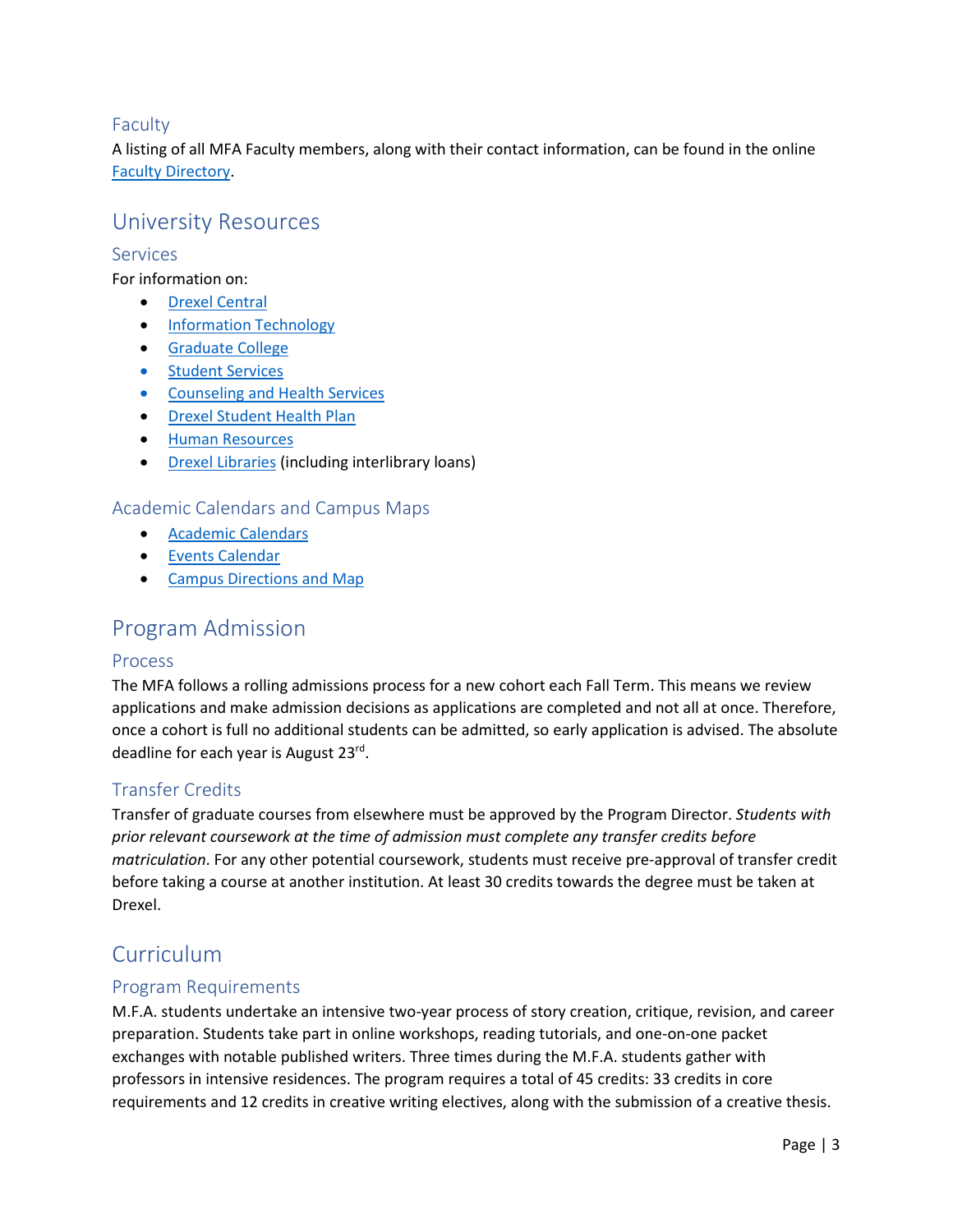### Faculty

A listing of all MFA Faculty members, along with their contact information, can be found in the online [Faculty Directory](#).

## University Resources

### Services

For information on:

- [Drexel Central](#)
- [Information Technology](#)
- [Graduate College](#)
- [Student Services](#)
- [Counseling and Health Services](#)
- [Drexel Student Health Plan](#)
- [Human Resources](#)
- [Drexel Libraries](#) (including interlibrary loans)

### Academic Calendars and Campus Maps

- [Academic Calendars](#)
- [Events Calendar](#)
- [Campus Directions and Map](#)

## Program Admission

### Process

The MFA follows a rolling admissions process for a new cohort each Fall Term. This means we review applications and make admission decisions as applications are completed and not all at once. Therefore, once a cohort is full no additional students can be admitted, so early application is advised. The absolute deadline for each year is August 23rd.

### Transfer Credits

Transfer of graduate courses from elsewhere must be approved by the Program Director. *Students with prior relevant coursework at the time of admission must complete any transfer credits before matriculation*. For any other potential coursework, students must receive pre-approval of transfer credit before taking a course at another institution. At least 30 credits towards the degree must be taken at Drexel.

## Curriculum

### Program Requirements

M.F.A. students undertake an intensive two-year process of story creation, critique, revision, and career preparation. Students take part in online workshops, reading tutorials, and one-on-one packet exchanges with notable published writers. Three times during the M.F.A. students gather with professors in intensive residences. The program requires a total of 45 credits: 33 credits in core requirements and 12 credits in creative writing electives, along with the submission of a creative thesis.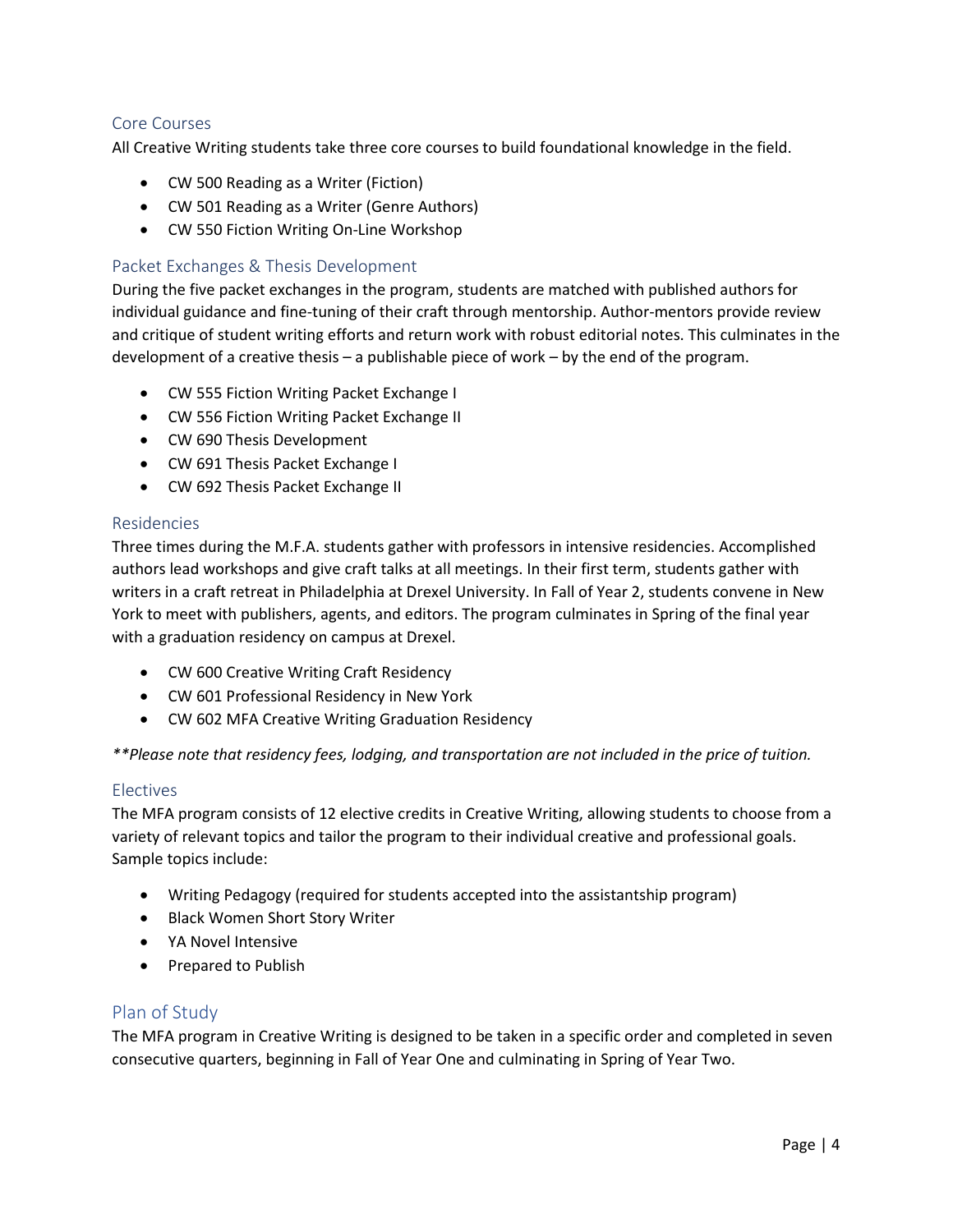## Core Courses

All Creative Writing students take three core courses to build foundational knowledge in the field.

- CW 500 Reading as a Writer (Fiction)
- CW 501 Reading as a Writer (Genre Authors)
- CW 550 Fiction Writing On-Line Workshop

## Packet Exchanges & Thesis Development

During the five packet exchanges in the program, students are matched with published authors for individual guidance and fine-tuning of their craft through mentorship. Author-mentors provide review and critique of student writing efforts and return work with robust editorial notes. This culminates in the development of a creative thesis – a publishable piece of work – by the end of the program.

- CW 555 Fiction Writing Packet Exchange I
- CW 556 Fiction Writing Packet Exchange II
- CW 690 Thesis Development
- CW 691 Thesis Packet Exchange I
- CW 692 Thesis Packet Exchange II

## Residencies

Three times during the M.F.A. students gather with professors in intensive residencies. Accomplished authors lead workshops and give craft talks at all meetings. In their first term, students gather with writers in a craft retreat in Philadelphia at Drexel University. In Fall of Year 2, students convene in New York to meet with publishers, agents, and editors. The program culminates in Spring of the final year with a graduation residency on campus at Drexel.

- CW 600 Creative Writing Craft Residency
- CW 601 Professional Residency in New York
- CW 602 MFA Creative Writing Graduation Residency

*\*\*Please note that residency fees, lodging, and transportation are not included in the price of tuition.*

## Electives

The MFA program consists of 12 elective credits in Creative Writing, allowing students to choose from a variety of relevant topics and tailor the program to their individual creative and professional goals. Sample topics include:

- Writing Pedagogy (required for students accepted into the assistantship program)
- Black Women Short Story Writer
- YA Novel Intensive
- Prepared to Publish

## Plan of Study

The MFA program in Creative Writing is designed to be taken in a specific order and completed in seven consecutive quarters, beginning in Fall of Year One and culminating in Spring of Year Two.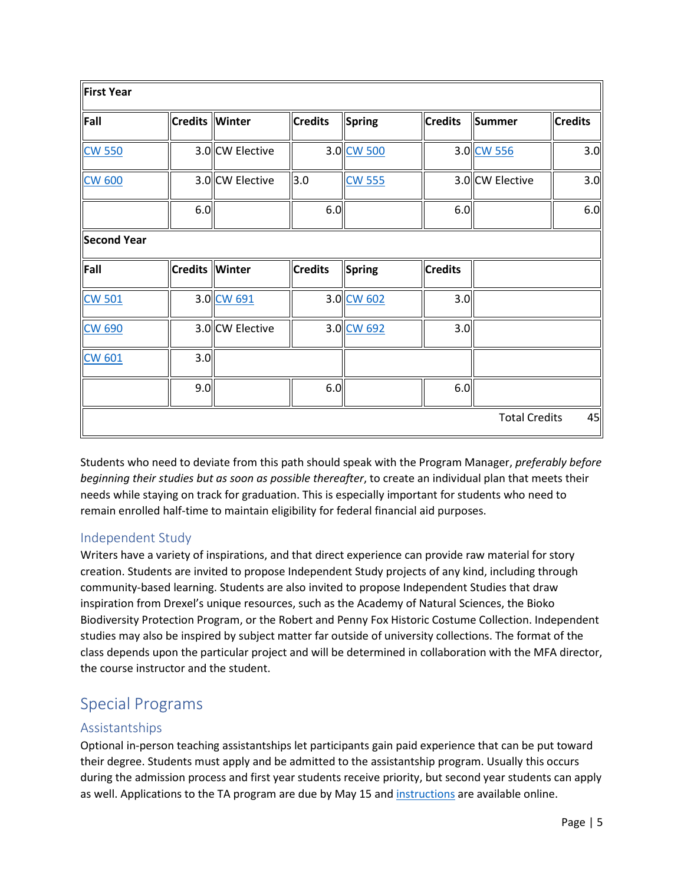| First Year | | | | | | | |
|---|---|---|---|---|---|---|---|
| Fall | Credits | Winter | Credits | Spring | Credits | Summer | Credits |
| CW 550 | 3.0 | CW Elective | 3.0 | CW 500 | 3.0 | CW 556 | 3.0 |
| CW 600 | 3.0 | CW Elective | 3.0 | CW 555 | 3.0 | CW Elective | 3.0 |
| | 6.0 | | 6.0 | | 6.0 | | 6.0 |
| **Second Year** | | | | | | | |
| Fall | Credits | Winter | Credits | Spring | Credits | | |
| CW 501 | 3.0 | CW 691 | 3.0 | CW 602 | 3.0 | | |
| CW 690 | 3.0 | CW Elective | 3.0 | CW 692 | 3.0 | | |
| CW 601 | 3.0 | | | | | | |
| | 9.0 | | 6.0 | | 6.0 | | |
| | | | | | | Total Credits | 45 |

Students who need to deviate from this path should speak with the Program Manager, *preferably before beginning their studies but as soon as possible thereafter*, to create an individual plan that meets their needs while staying on track for graduation. This is especially important for students who need to remain enrolled half-time to maintain eligibility for federal financial aid purposes.

### Independent Study

Writers have a variety of inspirations, and that direct experience can provide raw material for story creation. Students are invited to propose Independent Study projects of any kind, including through community-based learning. Students are also invited to propose Independent Studies that draw inspiration from Drexel's unique resources, such as the Academy of Natural Sciences, the Bioko Biodiversity Protection Program, or the Robert and Penny Fox Historic Costume Collection. Independent studies may also be inspired by subject matter far outside of university collections. The format of the class depends upon the particular project and will be determined in collaboration with the MFA director, the course instructor and the student.

## Special Programs

### Assistantships

Optional in-person teaching assistantships let participants gain paid experience that can be put toward their degree. Students must apply and be admitted to the assistantship program. Usually this occurs during the admission process and first year students receive priority, but second year students can apply as well. Applications to the TA program are due by May 15 and instructions are available online.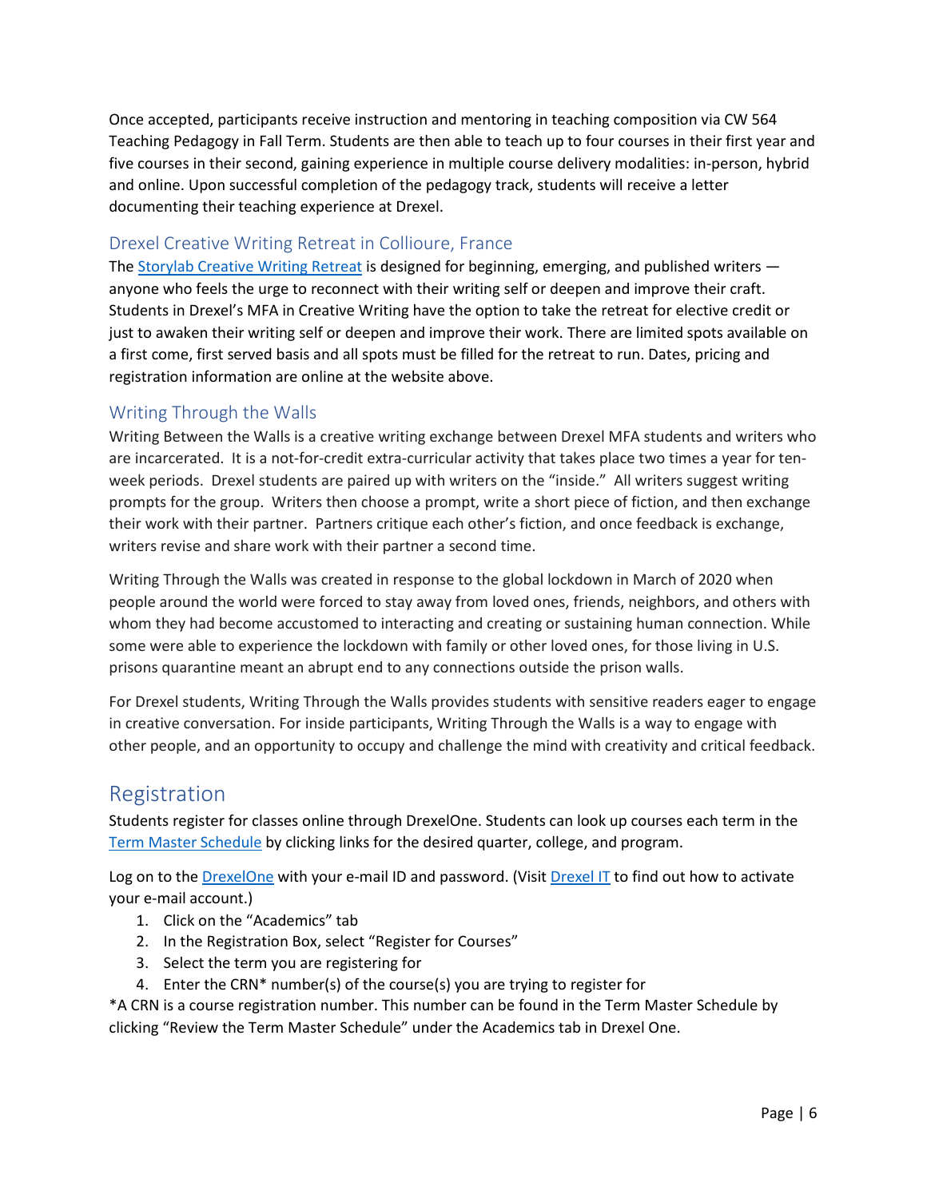Once accepted, participants receive instruction and mentoring in teaching composition via CW 564 Teaching Pedagogy in Fall Term. Students are then able to teach up to four courses in their first year and five courses in their second, gaining experience in multiple course delivery modalities: in-person, hybrid and online. Upon successful completion of the pedagogy track, students will receive a letter documenting their teaching experience at Drexel.

### Drexel Creative Writing Retreat in Collioure, France

The [Storylab Creative Writing Retreat] is designed for beginning, emerging, and published writers — anyone who feels the urge to reconnect with their writing self or deepen and improve their craft. Students in Drexel's MFA in Creative Writing have the option to take the retreat for elective credit or just to awaken their writing self or deepen and improve their work. There are limited spots available on a first come, first served basis and all spots must be filled for the retreat to run. Dates, pricing and registration information are online at the website above.

### Writing Through the Walls

Writing Between the Walls is a creative writing exchange between Drexel MFA students and writers who are incarcerated. It is a not-for-credit extra-curricular activity that takes place two times a year for ten-week periods. Drexel students are paired up with writers on the "inside." All writers suggest writing prompts for the group. Writers then choose a prompt, write a short piece of fiction, and then exchange their work with their partner. Partners critique each other's fiction, and once feedback is exchange, writers revise and share work with their partner a second time.

Writing Through the Walls was created in response to the global lockdown in March of 2020 when people around the world were forced to stay away from loved ones, friends, neighbors, and others with whom they had become accustomed to interacting and creating or sustaining human connection. While some were able to experience the lockdown with family or other loved ones, for those living in U.S. prisons quarantine meant an abrupt end to any connections outside the prison walls.

For Drexel students, Writing Through the Walls provides students with sensitive readers eager to engage in creative conversation. For inside participants, Writing Through the Walls is a way to engage with other people, and an opportunity to occupy and challenge the mind with creativity and critical feedback.

## Registration

Students register for classes online through DrexelOne. Students can look up courses each term in the [Term Master Schedule] by clicking links for the desired quarter, college, and program.

Log on to the [DrexelOne] with your e-mail ID and password. (Visit [Drexel IT] to find out how to activate your e-mail account.)

1. Click on the "Academics" tab
2. In the Registration Box, select "Register for Courses"
3. Select the term you are registering for
4. Enter the CRN* number(s) of the course(s) you are trying to register for

*A CRN is a course registration number. This number can be found in the Term Master Schedule by clicking "Review the Term Master Schedule" under the Academics tab in Drexel One.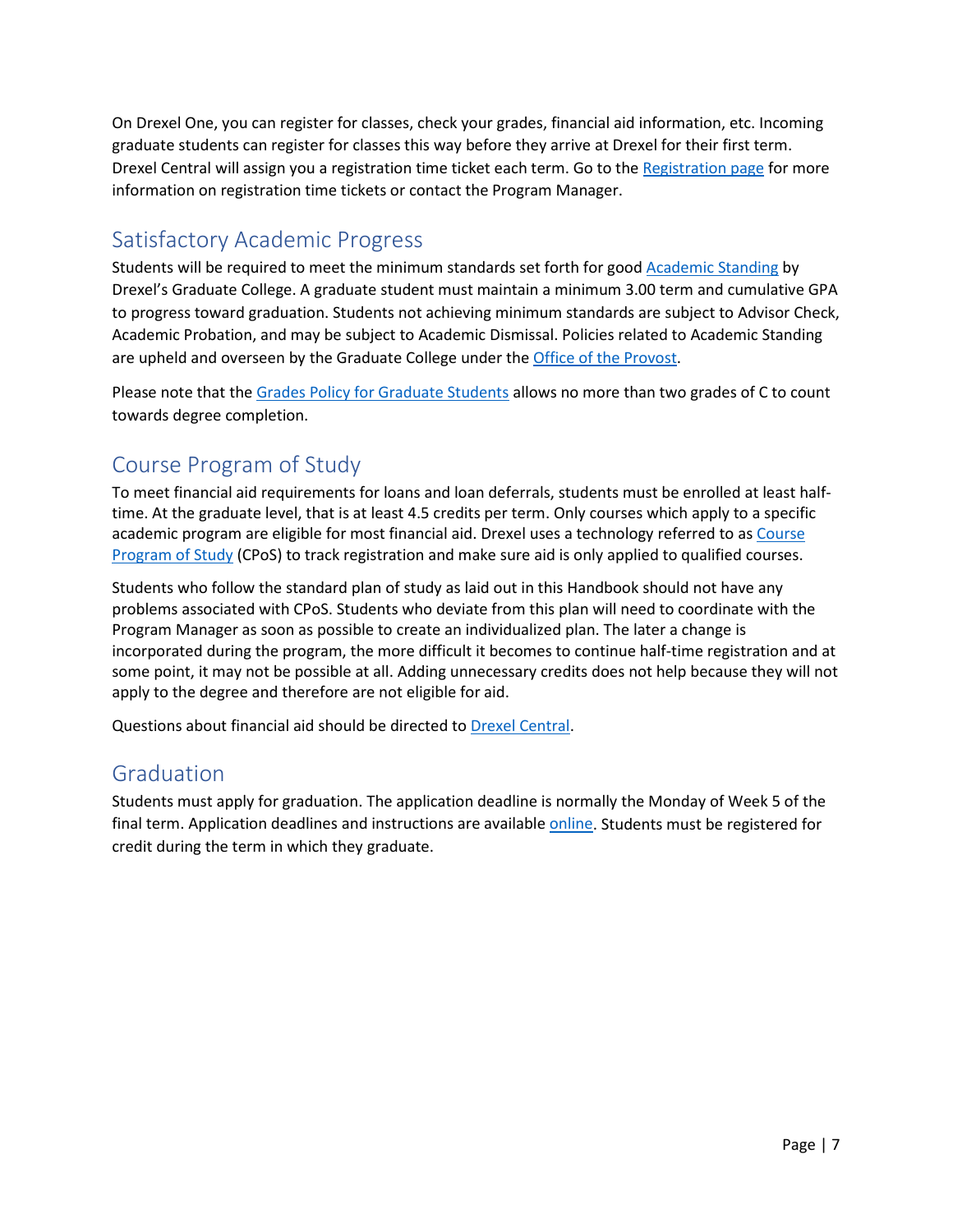On Drexel One, you can register for classes, check your grades, financial aid information, etc. Incoming graduate students can register for classes this way before they arrive at Drexel for their first term. Drexel Central will assign you a registration time ticket each term. Go to the Registration page for more information on registration time tickets or contact the Program Manager.

## Satisfactory Academic Progress

Students will be required to meet the minimum standards set forth for good Academic Standing by Drexel's Graduate College. A graduate student must maintain a minimum 3.00 term and cumulative GPA to progress toward graduation. Students not achieving minimum standards are subject to Advisor Check, Academic Probation, and may be subject to Academic Dismissal. Policies related to Academic Standing are upheld and overseen by the Graduate College under the Office of the Provost.

Please note that the Grades Policy for Graduate Students allows no more than two grades of C to count towards degree completion.

## Course Program of Study

To meet financial aid requirements for loans and loan deferrals, students must be enrolled at least half-time. At the graduate level, that is at least 4.5 credits per term. Only courses which apply to a specific academic program are eligible for most financial aid. Drexel uses a technology referred to as Course Program of Study (CPoS) to track registration and make sure aid is only applied to qualified courses.

Students who follow the standard plan of study as laid out in this Handbook should not have any problems associated with CPoS. Students who deviate from this plan will need to coordinate with the Program Manager as soon as possible to create an individualized plan. The later a change is incorporated during the program, the more difficult it becomes to continue half-time registration and at some point, it may not be possible at all. Adding unnecessary credits does not help because they will not apply to the degree and therefore are not eligible for aid.

Questions about financial aid should be directed to Drexel Central.

## Graduation

Students must apply for graduation. The application deadline is normally the Monday of Week 5 of the final term. Application deadlines and instructions are available online. Students must be registered for credit during the term in which they graduate.